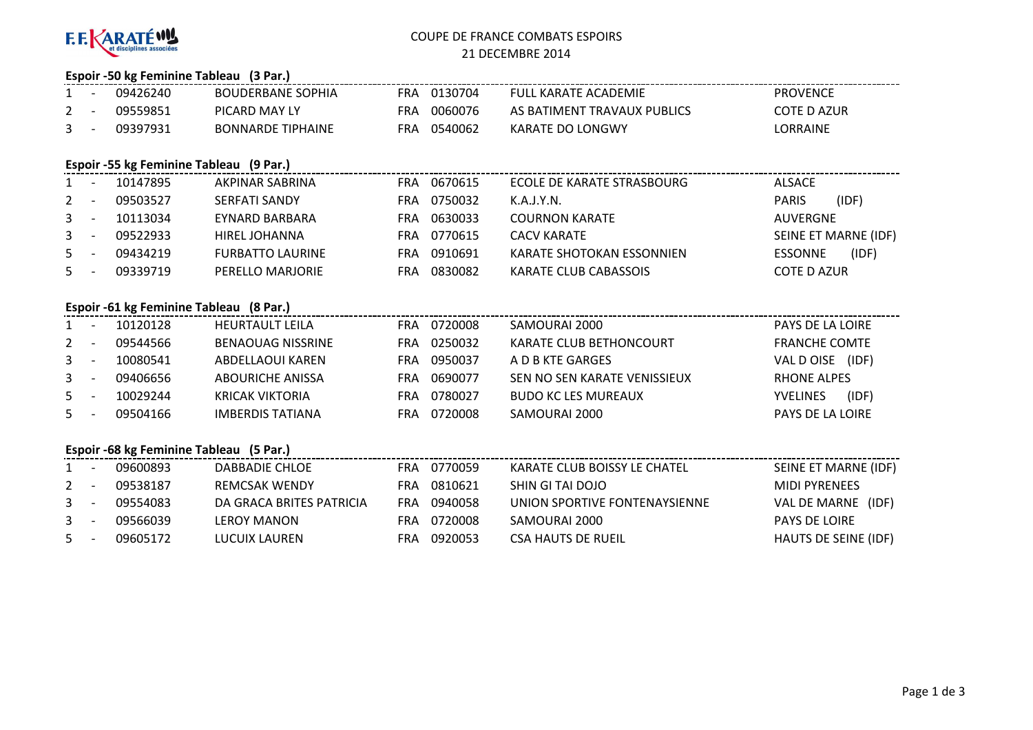F.F. KARATÉ et disciplines associées

# COUPE DE FRANCE COMBATS ESPOIRS

21 DECEMBRE 2014

### Espoir -50 kg Feminine Tableau (3 Par.)

| | | | | | | | |
|---|---|---|---|---|---|---|---|
| 1 | - | 09426240 | BOUDERBANE SOPHIA | FRA | 0130704 | FULL KARATE ACADEMIE | PROVENCE |
| 2 | - | 09559851 | PICARD MAY LY | FRA | 0060076 | AS BATIMENT TRAVAUX PUBLICS | COTE D AZUR |
| 3 | - | 09397931 | BONNARDE TIPHAINE | FRA | 0540062 | KARATE DO LONGWY | LORRAINE |

### Espoir -55 kg Feminine Tableau (9 Par.)

| | | | | | | | |
|---|---|---|---|---|---|---|---|
| 1 | - | 10147895 | AKPINAR SABRINA | FRA | 0670615 | ECOLE DE KARATE STRASBOURG | ALSACE |
| 2 | - | 09503527 | SERFATI SANDY | FRA | 0750032 | K.A.J.Y.N. | PARIS (IDF) |
| 3 | - | 10113034 | EYNARD BARBARA | FRA | 0630033 | COURNON KARATE | AUVERGNE |
| 3 | - | 09522933 | HIREL JOHANNA | FRA | 0770615 | CACV KARATE | SEINE ET MARNE (IDF) |
| 5 | - | 09434219 | FURBATTO LAURINE | FRA | 0910691 | KARATE SHOTOKAN ESSONNIEN | ESSONNE (IDF) |
| 5 | - | 09339719 | PERELLO MARJORIE | FRA | 0830082 | KARATE CLUB CABASSOIS | COTE D AZUR |

### Espoir -61 kg Feminine Tableau (8 Par.)

| | | | | | | | |
|---|---|---|---|---|---|---|---|
| 1 | - | 10120128 | HEURTAULT LEILA | FRA | 0720008 | SAMOURAI 2000 | PAYS DE LA LOIRE |
| 2 | - | 09544566 | BENAOUAG NISSRINE | FRA | 0250032 | KARATE CLUB BETHONCOURT | FRANCHE COMTE |
| 3 | - | 10080541 | ABDELLAOUI KAREN | FRA | 0950037 | A D B KTE GARGES | VAL D OISE (IDF) |
| 3 | - | 09406656 | ABOURICHE ANISSA | FRA | 0690077 | SEN NO SEN KARATE VENISSIEUX | RHONE ALPES |
| 5 | - | 10029244 | KRICAK VIKTORIA | FRA | 0780027 | BUDO KC LES MUREAUX | YVELINES (IDF) |
| 5 | - | 09504166 | IMBERDIS TATIANA | FRA | 0720008 | SAMOURAI 2000 | PAYS DE LA LOIRE |

### Espoir -68 kg Feminine Tableau (5 Par.)

| | | | | | | | |
|---|---|---|---|---|---|---|---|
| 1 | - | 09600893 | DABBADIE CHLOE | FRA | 0770059 | KARATE CLUB BOISSY LE CHATEL | SEINE ET MARNE (IDF) |
| 2 | - | 09538187 | REMCSAK WENDY | FRA | 0810621 | SHIN GI TAI DOJO | MIDI PYRENEES |
| 3 | - | 09554083 | DA GRACA BRITES PATRICIA | FRA | 0940058 | UNION SPORTIVE FONTENAYSIENNE | VAL DE MARNE (IDF) |
| 3 | - | 09566039 | LEROY MANON | FRA | 0720008 | SAMOURAI 2000 | PAYS DE LOIRE |
| 5 | - | 09605172 | LUCUIX LAUREN | FRA | 0920053 | CSA HAUTS DE RUEIL | HAUTS DE SEINE (IDF) |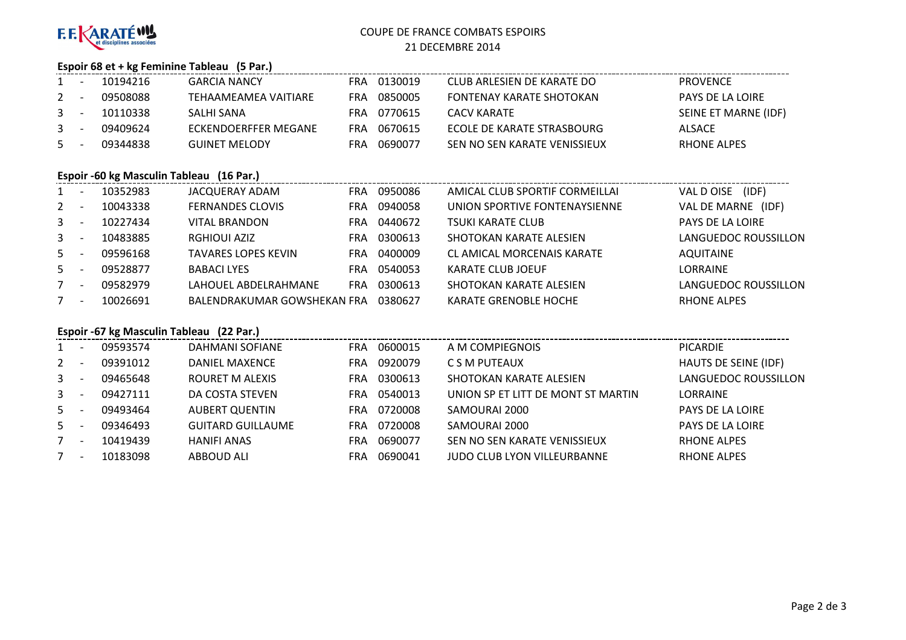F.F. KARATÉ et disciplines associées

COUPE DE FRANCE COMBATS ESPOIRS
21 DECEMBRE 2014

**Espoir 68 et + kg Feminine Tableau (5 Par.)**

| | | | | | | | |
|---|---|---|---|---|---|---|---|
| 1 | - | 10194216 | GARCIA NANCY | FRA | 0130019 | CLUB ARLESIEN DE KARATE DO | PROVENCE |
| 2 | - | 09508088 | TEHAAMEAMEA VAITIARE | FRA | 0850005 | FONTENAY KARATE SHOTOKAN | PAYS DE LA LOIRE |
| 3 | - | 10110338 | SALHI SANA | FRA | 0770615 | CACV KARATE | SEINE ET MARNE (IDF) |
| 3 | - | 09409624 | ECKENDOERFFER MEGANE | FRA | 0670615 | ECOLE DE KARATE STRASBOURG | ALSACE |
| 5 | - | 09344838 | GUINET MELODY | FRA | 0690077 | SEN NO SEN KARATE VENISSIEUX | RHONE ALPES |

**Espoir -60 kg Masculin Tableau (16 Par.)**

| | | | | | | | |
|---|---|---|---|---|---|---|---|
| 1 | - | 10352983 | JACQUERAY ADAM | FRA | 0950086 | AMICAL CLUB SPORTIF CORMEILLAI | VAL D OISE (IDF) |
| 2 | - | 10043338 | FERNANDES CLOVIS | FRA | 0940058 | UNION SPORTIVE FONTENAYSIENNE | VAL DE MARNE (IDF) |
| 3 | - | 10227434 | VITAL BRANDON | FRA | 0440672 | TSUKI KARATE CLUB | PAYS DE LA LOIRE |
| 3 | - | 10483885 | RGHIOUI AZIZ | FRA | 0300613 | SHOTOKAN KARATE ALESIEN | LANGUEDOC ROUSSILLON |
| 5 | - | 09596168 | TAVARES LOPES KEVIN | FRA | 0400009 | CL AMICAL MORCENAIS KARATE | AQUITAINE |
| 5 | - | 09528877 | BABACI LYES | FRA | 0540053 | KARATE CLUB JOEUF | LORRAINE |
| 7 | - | 09582979 | LAHOUEL ABDELRAHMANE | FRA | 0300613 | SHOTOKAN KARATE ALESIEN | LANGUEDOC ROUSSILLON |
| 7 | - | 10026691 | BALENDRAKUMAR GOWSHEKAN | FRA | 0380627 | KARATE GRENOBLE HOCHE | RHONE ALPES |

**Espoir -67 kg Masculin Tableau (22 Par.)**

| | | | | | | | |
|---|---|---|---|---|---|---|---|
| 1 | - | 09593574 | DAHMANI SOFIANE | FRA | 0600015 | A M COMPIEGNOIS | PICARDIE |
| 2 | - | 09391012 | DANIEL MAXENCE | FRA | 0920079 | C S M PUTEAUX | HAUTS DE SEINE (IDF) |
| 3 | - | 09465648 | ROURET M ALEXIS | FRA | 0300613 | SHOTOKAN KARATE ALESIEN | LANGUEDOC ROUSSILLON |
| 3 | - | 09427111 | DA COSTA STEVEN | FRA | 0540013 | UNION SP ET LITT DE MONT ST MARTIN | LORRAINE |
| 5 | - | 09493464 | AUBERT QUENTIN | FRA | 0720008 | SAMOURAI 2000 | PAYS DE LA LOIRE |
| 5 | - | 09346493 | GUITARD GUILLAUME | FRA | 0720008 | SAMOURAI 2000 | PAYS DE LA LOIRE |
| 7 | - | 10419439 | HANIFI ANAS | FRA | 0690077 | SEN NO SEN KARATE VENISSIEUX | RHONE ALPES |
| 7 | - | 10183098 | ABBOUD ALI | FRA | 0690041 | JUDO CLUB LYON VILLEURBANNE | RHONE ALPES |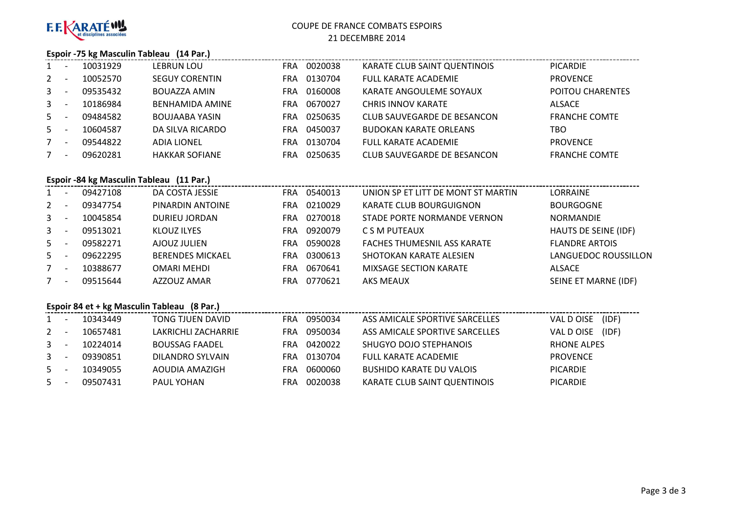F.F. KARATÉ et disciplines associées

COUPE DE FRANCE COMBATS ESPOIRS

21 DECEMBRE 2014

### Espoir -75 kg Masculin Tableau (14 Par.)

| | | | | | | | |
|---|---|---|---|---|---|---|---|
| 1 | - | 10031929 | LEBRUN LOU | FRA | 0020038 | KARATE CLUB SAINT QUENTINOIS | PICARDIE |
| 2 | - | 10052570 | SEGUY CORENTIN | FRA | 0130704 | FULL KARATE ACADEMIE | PROVENCE |
| 3 | - | 09535432 | BOUAZZA AMIN | FRA | 0160008 | KARATE ANGOULEME SOYAUX | POITOU CHARENTES |
| 3 | - | 10186984 | BENHAMIDA AMINE | FRA | 0670027 | CHRIS INNOV KARATE | ALSACE |
| 5 | - | 09484582 | BOUJAABA YASIN | FRA | 0250635 | CLUB SAUVEGARDE DE BESANCON | FRANCHE COMTE |
| 5 | - | 10604587 | DA SILVA RICARDO | FRA | 0450037 | BUDOKAN KARATE ORLEANS | TBO |
| 7 | - | 09544822 | ADIA LIONEL | FRA | 0130704 | FULL KARATE ACADEMIE | PROVENCE |
| 7 | - | 09620281 | HAKKAR SOFIANE | FRA | 0250635 | CLUB SAUVEGARDE DE BESANCON | FRANCHE COMTE |

### Espoir -84 kg Masculin Tableau (11 Par.)

| | | | | | | | |
|---|---|---|---|---|---|---|---|
| 1 | - | 09427108 | DA COSTA JESSIE | FRA | 0540013 | UNION SP ET LITT DE MONT ST MARTIN | LORRAINE |
| 2 | - | 09347754 | PINARDIN ANTOINE | FRA | 0210029 | KARATE CLUB BOURGUIGNON | BOURGOGNE |
| 3 | - | 10045854 | DURIEU JORDAN | FRA | 0270018 | STADE PORTE NORMANDE VERNON | NORMANDIE |
| 3 | - | 09513021 | KLOUZ ILYES | FRA | 0920079 | C S M PUTEAUX | HAUTS DE SEINE (IDF) |
| 5 | - | 09582271 | AJOUZ JULIEN | FRA | 0590028 | FACHES THUMESNIL ASS KARATE | FLANDRE ARTOIS |
| 5 | - | 09622295 | BERENDES MICKAEL | FRA | 0300613 | SHOTOKAN KARATE ALESIEN | LANGUEDOC ROUSSILLON |
| 7 | - | 10388677 | OMARI MEHDI | FRA | 0670641 | MIXSAGE SECTION KARATE | ALSACE |
| 7 | - | 09515644 | AZZOUZ AMAR | FRA | 0770621 | AKS MEAUX | SEINE ET MARNE (IDF) |

### Espoir 84 et + kg Masculin Tableau (8 Par.)

| | | | | | | | |
|---|---|---|---|---|---|---|---|
| 1 | - | 10343449 | TONG TJUEN DAVID | FRA | 0950034 | ASS AMICALE SPORTIVE SARCELLES | VAL D OISE (IDF) |
| 2 | - | 10657481 | LAKRICHLI ZACHARRIE | FRA | 0950034 | ASS AMICALE SPORTIVE SARCELLES | VAL D OISE (IDF) |
| 3 | - | 10224014 | BOUSSAG FAADEL | FRA | 0420022 | SHUGYO DOJO STEPHANOIS | RHONE ALPES |
| 3 | - | 09390851 | DILANDRO SYLVAIN | FRA | 0130704 | FULL KARATE ACADEMIE | PROVENCE |
| 5 | - | 10349055 | AOUDIA AMAZIGH | FRA | 0600060 | BUSHIDO KARATE DU VALOIS | PICARDIE |
| 5 | - | 09507431 | PAUL YOHAN | FRA | 0020038 | KARATE CLUB SAINT QUENTINOIS | PICARDIE |